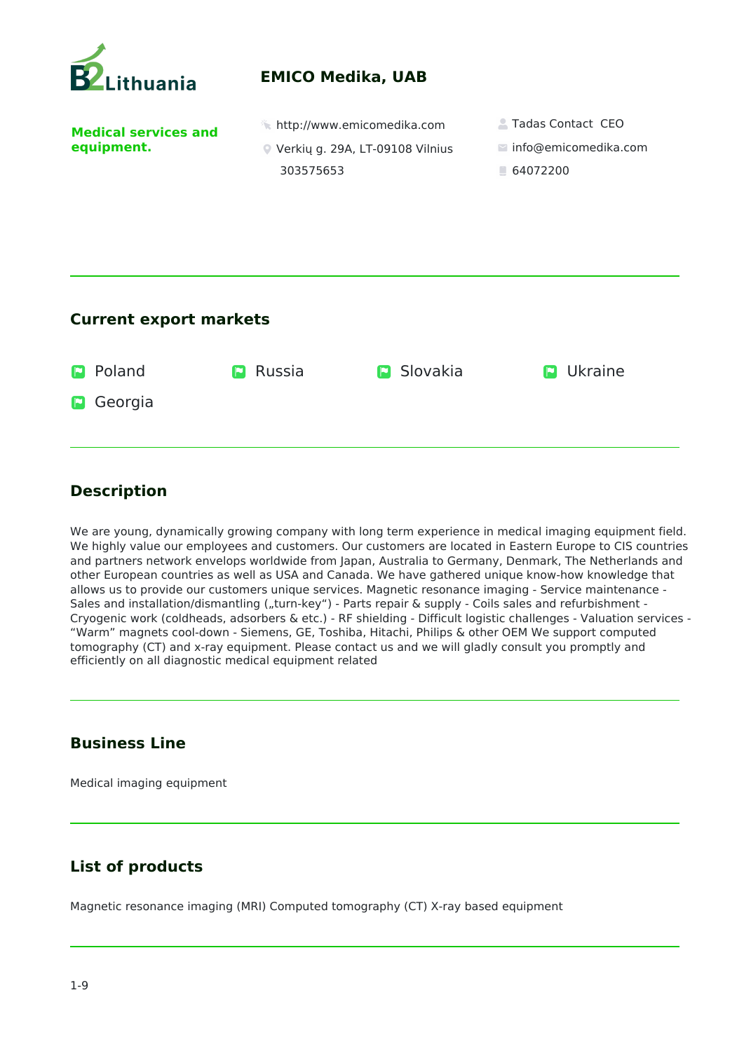# EMICO Medika, UAB

**Medical services and equipment.**

http://www.emicomedika.com

Verkių g. 29A, LT-09108 Vilnius

303575653

Tadas Contact CEO

info@emicomedika.com

64072200

## Current export markets

- Poland
- Russia
- Slovakia
- Ukraine
- Georgia

## Description

We are young, dynamically growing company with long term experience in medical imaging equipment field. We highly value our employees and customers. Our customers are located in Eastern Europe to CIS countries and partners network envelops worldwide from Japan, Australia to Germany, Denmark, The Netherlands and other European countries as well as USA and Canada. We have gathered unique know-how knowledge that allows us to provide our customers unique services. Magnetic resonance imaging - Service maintenance - Sales and installation/dismantling („turn-key“) - Parts repair & supply - Coils sales and refurbishment - Cryogenic work (coldheads, adsorbers & etc.) - RF shielding - Difficult logistic challenges - Valuation services - “Warm” magnets cool-down - Siemens, GE, Toshiba, Hitachi, Philips & other OEM We support computed tomography (CT) and x-ray equipment. Please contact us and we will gladly consult you promptly and efficiently on all diagnostic medical equipment related

## Business Line

Medical imaging equipment

## List of products

Magnetic resonance imaging (MRI) Computed tomography (CT) X-ray based equipment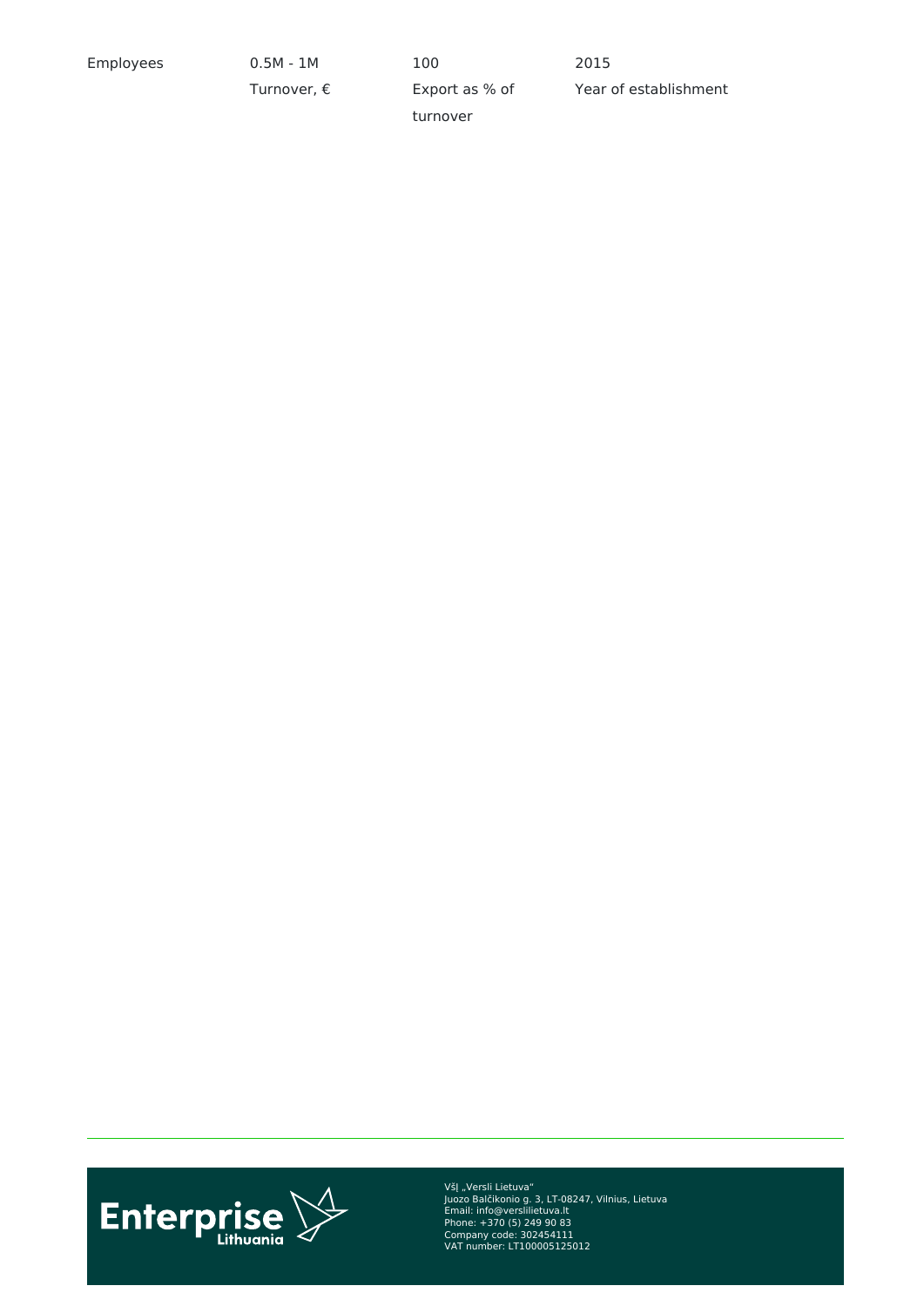| | | | |
|---|---|---|---|
| | 0.5M - 1M | 100 | 2015 |
| Employees | Turnover, € | Export as % of turnover | Year of establishment |